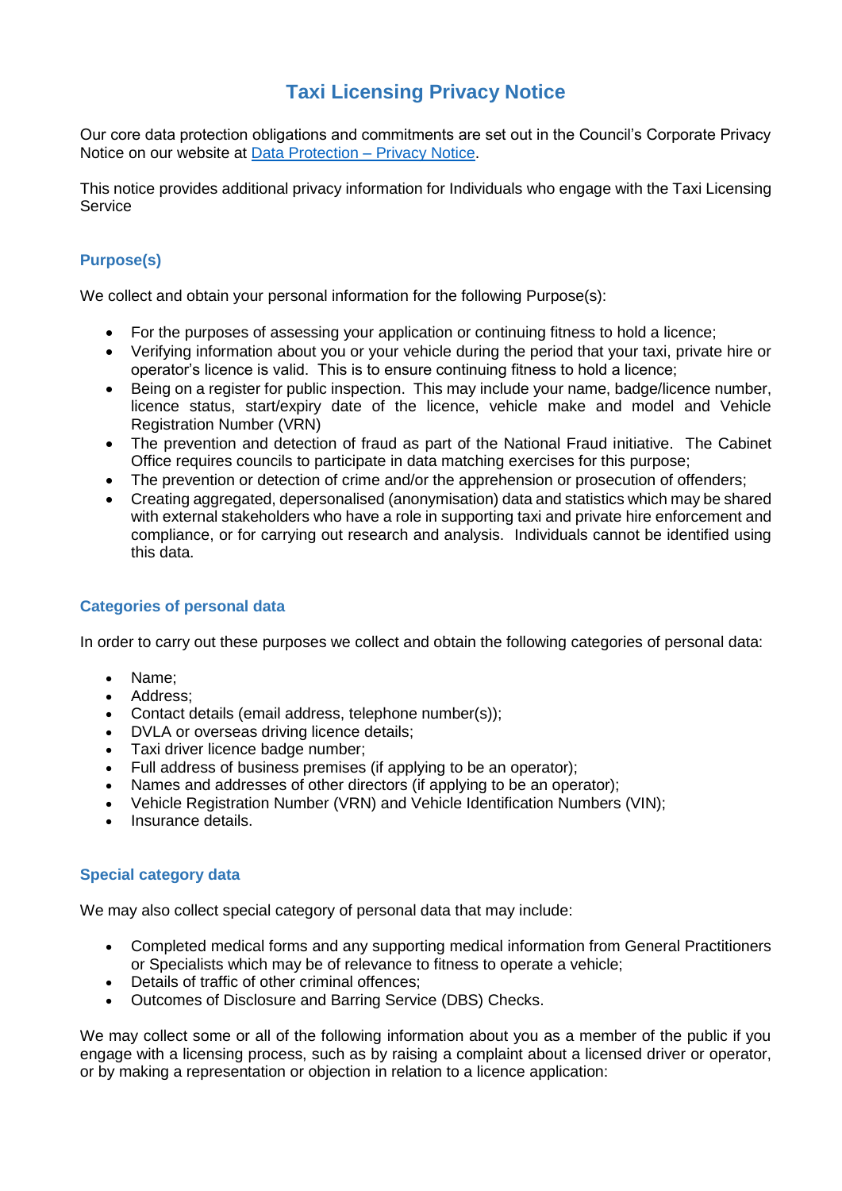# Taxi Licensing Privacy Notice

Our core data protection obligations and commitments are set out in the Council's Corporate Privacy Notice on our website at [Data Protection – Privacy Notice](#).

This notice provides additional privacy information for Individuals who engage with the Taxi Licensing Service

## Purpose(s)

We collect and obtain your personal information for the following Purpose(s):

- For the purposes of assessing your application or continuing fitness to hold a licence;
- Verifying information about you or your vehicle during the period that your taxi, private hire or operator's licence is valid. This is to ensure continuing fitness to hold a licence;
- Being on a register for public inspection. This may include your name, badge/licence number, licence status, start/expiry date of the licence, vehicle make and model and Vehicle Registration Number (VRN)
- The prevention and detection of fraud as part of the National Fraud initiative. The Cabinet Office requires councils to participate in data matching exercises for this purpose;
- The prevention or detection of crime and/or the apprehension or prosecution of offenders;
- Creating aggregated, depersonalised (anonymisation) data and statistics which may be shared with external stakeholders who have a role in supporting taxi and private hire enforcement and compliance, or for carrying out research and analysis. Individuals cannot be identified using this data.

## Categories of personal data

In order to carry out these purposes we collect and obtain the following categories of personal data:

- Name;
- Address;
- Contact details (email address, telephone number(s));
- DVLA or overseas driving licence details;
- Taxi driver licence badge number;
- Full address of business premises (if applying to be an operator);
- Names and addresses of other directors (if applying to be an operator);
- Vehicle Registration Number (VRN) and Vehicle Identification Numbers (VIN);
- Insurance details.

## Special category data

We may also collect special category of personal data that may include:

- Completed medical forms and any supporting medical information from General Practitioners or Specialists which may be of relevance to fitness to operate a vehicle;
- Details of traffic of other criminal offences;
- Outcomes of Disclosure and Barring Service (DBS) Checks.

We may collect some or all of the following information about you as a member of the public if you engage with a licensing process, such as by raising a complaint about a licensed driver or operator, or by making a representation or objection in relation to a licence application: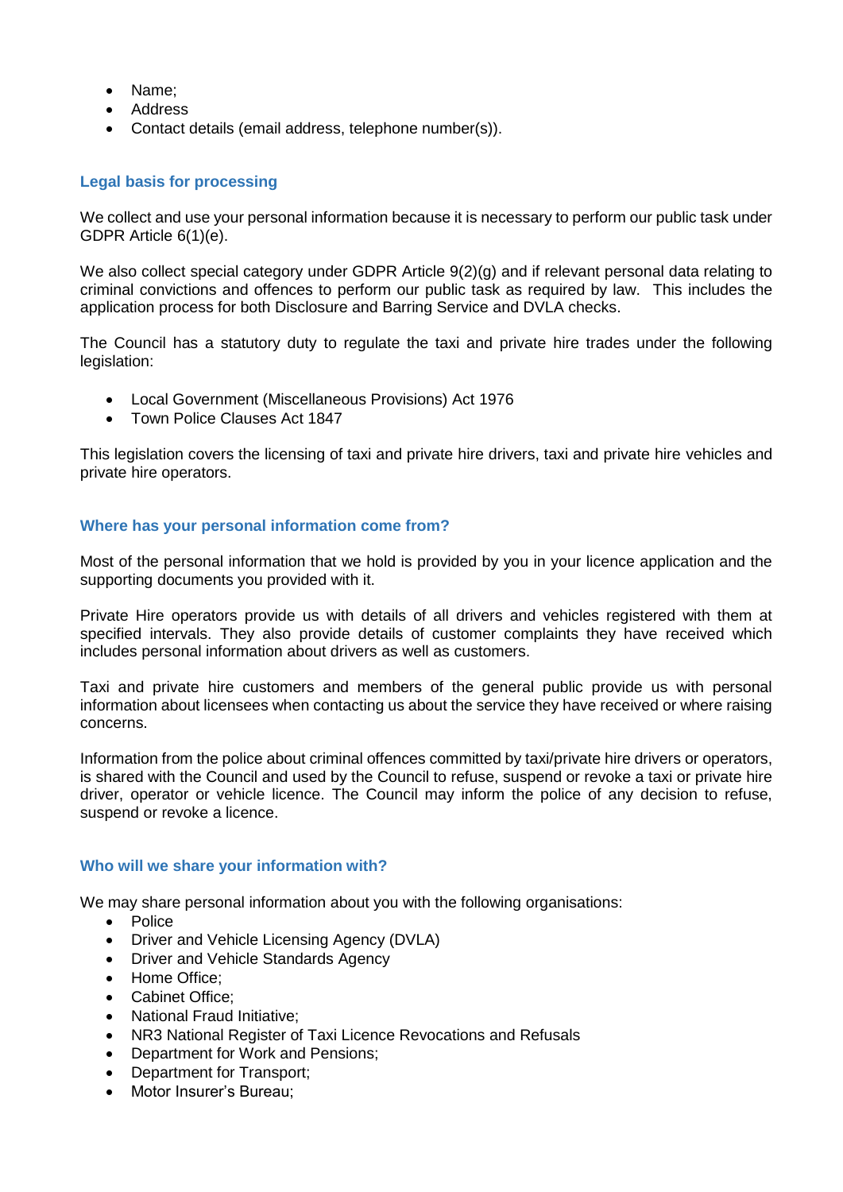- Name;
- Address
- Contact details (email address, telephone number(s)).

## Legal basis for processing

We collect and use your personal information because it is necessary to perform our public task under GDPR Article 6(1)(e).

We also collect special category under GDPR Article 9(2)(g) and if relevant personal data relating to criminal convictions and offences to perform our public task as required by law. This includes the application process for both Disclosure and Barring Service and DVLA checks.

The Council has a statutory duty to regulate the taxi and private hire trades under the following legislation:

- Local Government (Miscellaneous Provisions) Act 1976
- Town Police Clauses Act 1847

This legislation covers the licensing of taxi and private hire drivers, taxi and private hire vehicles and private hire operators.

## Where has your personal information come from?

Most of the personal information that we hold is provided by you in your licence application and the supporting documents you provided with it.

Private Hire operators provide us with details of all drivers and vehicles registered with them at specified intervals. They also provide details of customer complaints they have received which includes personal information about drivers as well as customers.

Taxi and private hire customers and members of the general public provide us with personal information about licensees when contacting us about the service they have received or where raising concerns.

Information from the police about criminal offences committed by taxi/private hire drivers or operators, is shared with the Council and used by the Council to refuse, suspend or revoke a taxi or private hire driver, operator or vehicle licence. The Council may inform the police of any decision to refuse, suspend or revoke a licence.

## Who will we share your information with?

We may share personal information about you with the following organisations:

- Police
- Driver and Vehicle Licensing Agency (DVLA)
- Driver and Vehicle Standards Agency
- Home Office;
- Cabinet Office;
- National Fraud Initiative;
- NR3 National Register of Taxi Licence Revocations and Refusals
- Department for Work and Pensions;
- Department for Transport;
- Motor Insurer's Bureau;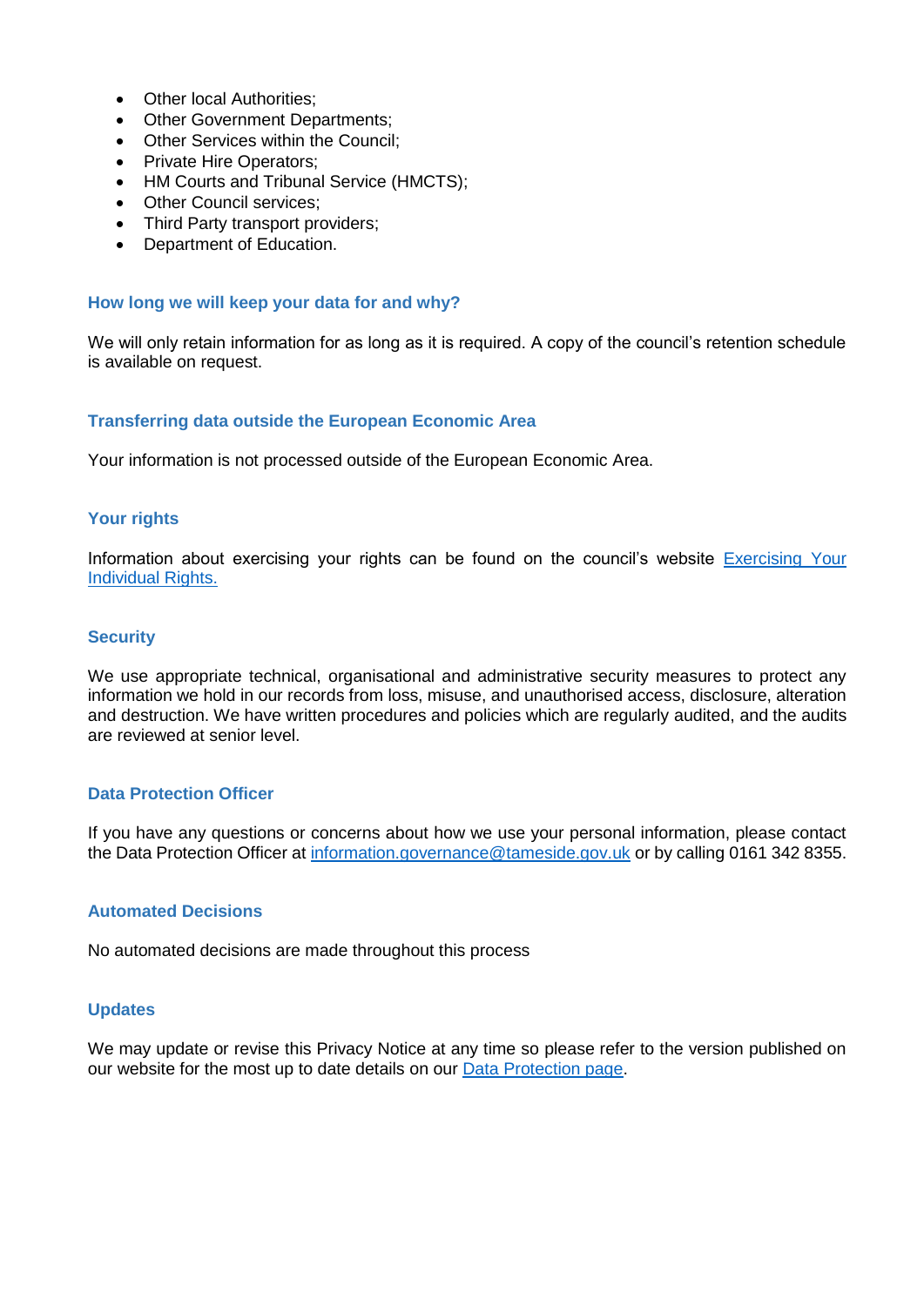- Other local Authorities;
- Other Government Departments;
- Other Services within the Council;
- Private Hire Operators;
- HM Courts and Tribunal Service (HMCTS);
- Other Council services;
- Third Party transport providers;
- Department of Education.

## How long we will keep your data for and why?

We will only retain information for as long as it is required. A copy of the council's retention schedule is available on request.

## Transferring data outside the European Economic Area

Your information is not processed outside of the European Economic Area.

## Your rights

Information about exercising your rights can be found on the council's website [Exercising Your Individual Rights.]

## Security

We use appropriate technical, organisational and administrative security measures to protect any information we hold in our records from loss, misuse, and unauthorised access, disclosure, alteration and destruction. We have written procedures and policies which are regularly audited, and the audits are reviewed at senior level.

## Data Protection Officer

If you have any questions or concerns about how we use your personal information, please contact the Data Protection Officer at information.governance@tameside.gov.uk or by calling 0161 342 8355.

## Automated Decisions

No automated decisions are made throughout this process

## Updates

We may update or revise this Privacy Notice at any time so please refer to the version published on our website for the most up to date details on our [Data Protection page].